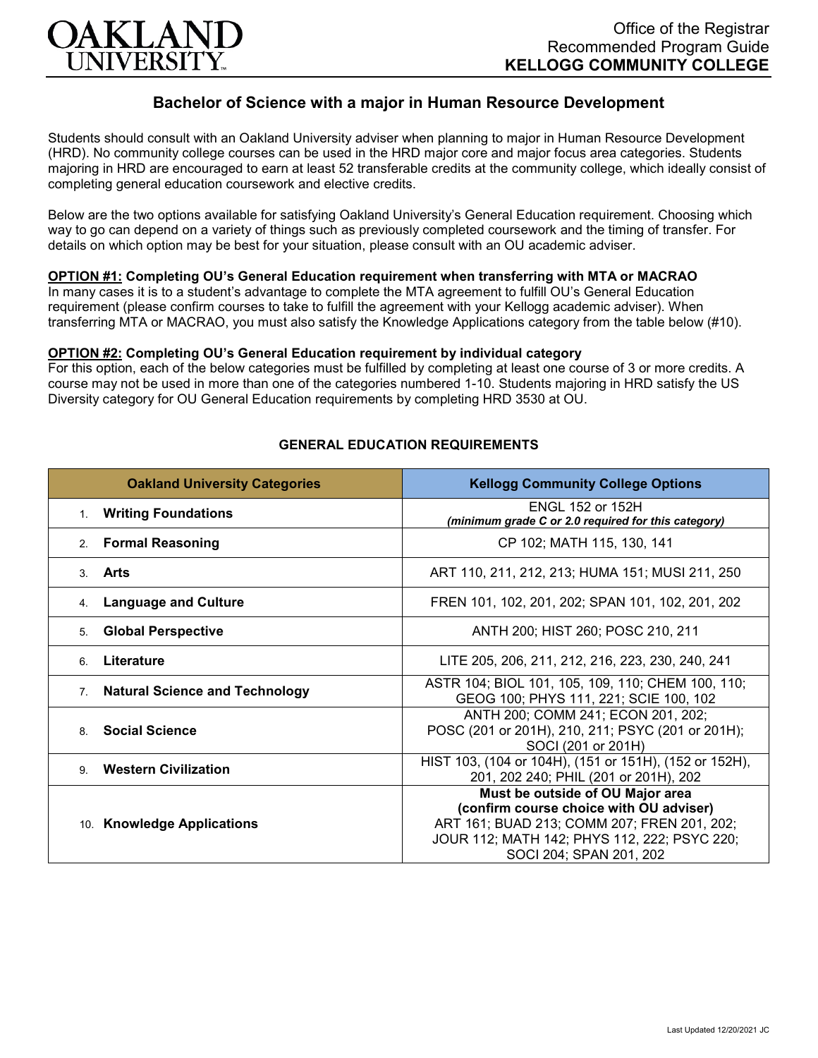OAKLAND UNIVERSITY

Office of the Registrar
Recommended Program Guide
**KELLOGG COMMUNITY COLLEGE**

# Bachelor of Science with a major in Human Resource Development

Students should consult with an Oakland University adviser when planning to major in Human Resource Development (HRD). No community college courses can be used in the HRD major core and major focus area categories. Students majoring in HRD are encouraged to earn at least 52 transferable credits at the community college, which ideally consist of completing general education coursework and elective credits.

Below are the two options available for satisfying Oakland University's General Education requirement. Choosing which way to go can depend on a variety of things such as previously completed coursework and the timing of transfer. For details on which option may be best for your situation, please consult with an OU academic adviser.

**OPTION #1: Completing OU's General Education requirement when transferring with MTA or MACRAO**
In many cases it is to a student's advantage to complete the MTA agreement to fulfill OU's General Education requirement (please confirm courses to take to fulfill the agreement with your Kellogg academic adviser). When transferring MTA or MACRAO, you must also satisfy the Knowledge Applications category from the table below (#10).

**OPTION #2: Completing OU's General Education requirement by individual category**
For this option, each of the below categories must be fulfilled by completing at least one course of 3 or more credits. A course may not be used in more than one of the categories numbered 1-10. Students majoring in HRD satisfy the US Diversity category for OU General Education requirements by completing HRD 3530 at OU.

## GENERAL EDUCATION REQUIREMENTS

| Oakland University Categories | Kellogg Community College Options |
|---|---|
| 1. **Writing Foundations** | ENGL 152 or 152H *(minimum grade C or 2.0 required for this category)* |
| 2. **Formal Reasoning** | CP 102; MATH 115, 130, 141 |
| 3. **Arts** | ART 110, 211, 212, 213; HUMA 151; MUSI 211, 250 |
| 4. **Language and Culture** | FREN 101, 102, 201, 202; SPAN 101, 102, 201, 202 |
| 5. **Global Perspective** | ANTH 200; HIST 260; POSC 210, 211 |
| 6. **Literature** | LITE 205, 206, 211, 212, 216, 223, 230, 240, 241 |
| 7. **Natural Science and Technology** | ASTR 104; BIOL 101, 105, 109, 110; CHEM 100, 110; GEOG 100; PHYS 111, 221; SCIE 100, 102 |
| 8. **Social Science** | ANTH 200; COMM 241; ECON 201, 202; POSC (201 or 201H), 210, 211; PSYC (201 or 201H); SOCI (201 or 201H) |
| 9. **Western Civilization** | HIST 103, (104 or 104H), (151 or 151H), (152 or 152H), 201, 202 240; PHIL (201 or 201H), 202 |
| 10. **Knowledge Applications** | **Must be outside of OU Major area (confirm course choice with OU adviser)** ART 161; BUAD 213; COMM 207; FREN 201, 202; JOUR 112; MATH 142; PHYS 112, 222; PSYC 220; SOCI 204; SPAN 201, 202 |

Last Updated 12/20/2021 JC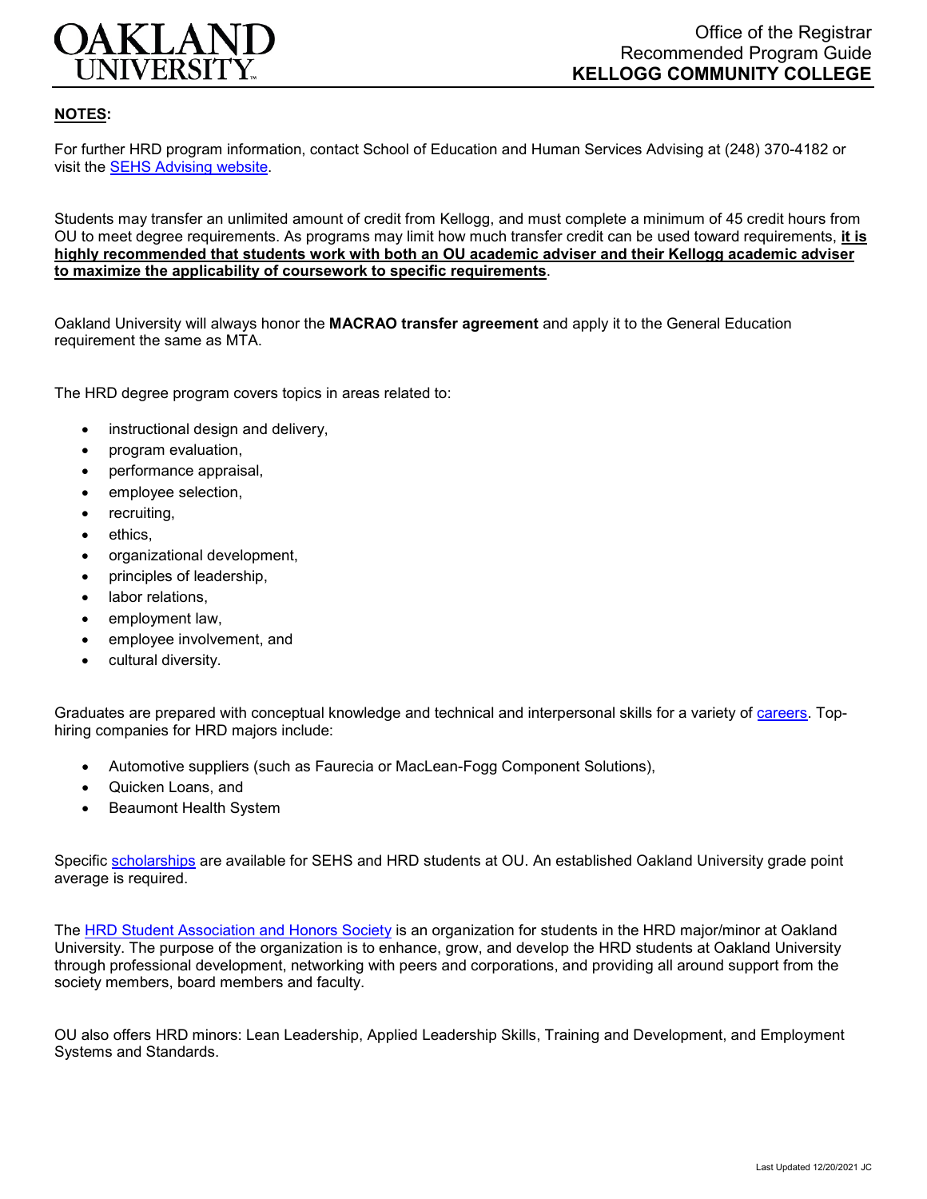**NOTES:**

For further HRD program information, contact School of Education and Human Services Advising at (248) 370-4182 or visit the [SEHS Advising website](#).

Students may transfer an unlimited amount of credit from Kellogg, and must complete a minimum of 45 credit hours from OU to meet degree requirements. As programs may limit how much transfer credit can be used toward requirements, **it is highly recommended that students work with both an OU academic adviser and their Kellogg academic adviser to maximize the applicability of coursework to specific requirements**.

Oakland University will always honor the **MACRAO transfer agreement** and apply it to the General Education requirement the same as MTA.

The HRD degree program covers topics in areas related to:

- instructional design and delivery,
- program evaluation,
- performance appraisal,
- employee selection,
- recruiting,
- ethics,
- organizational development,
- principles of leadership,
- labor relations,
- employment law,
- employee involvement, and
- cultural diversity.

Graduates are prepared with conceptual knowledge and technical and interpersonal skills for a variety of [careers](#). Top-hiring companies for HRD majors include:

- Automotive suppliers (such as Faurecia or MacLean-Fogg Component Solutions),
- Quicken Loans, and
- Beaumont Health System

Specific [scholarships](#) are available for SEHS and HRD students at OU. An established Oakland University grade point average is required.

The [HRD Student Association and Honors Society](#) is an organization for students in the HRD major/minor at Oakland University. The purpose of the organization is to enhance, grow, and develop the HRD students at Oakland University through professional development, networking with peers and corporations, and providing all around support from the society members, board members and faculty.

OU also offers HRD minors: Lean Leadership, Applied Leadership Skills, Training and Development, and Employment Systems and Standards.